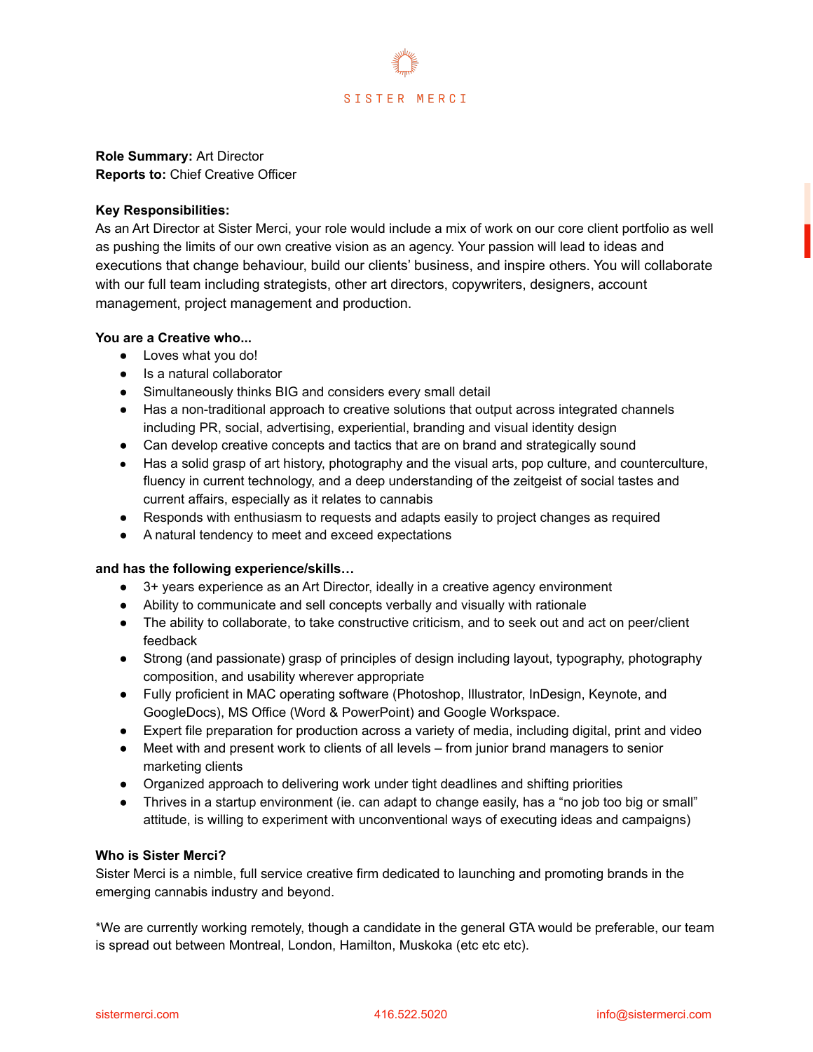SISTER MERCI

**Role Summary:** Art Director
**Reports to:** Chief Creative Officer

**Key Responsibilities:**
As an Art Director at Sister Merci, your role would include a mix of work on our core client portfolio as well as pushing the limits of our own creative vision as an agency. Your passion will lead to ideas and executions that change behaviour, build our clients' business, and inspire others. You will collaborate with our full team including strategists, other art directors, copywriters, designers, account management, project management and production.

**You are a Creative who...**

- Loves what you do!
- Is a natural collaborator
- Simultaneously thinks BIG and considers every small detail
- Has a non-traditional approach to creative solutions that output across integrated channels including PR, social, advertising, experiential, branding and visual identity design
- Can develop creative concepts and tactics that are on brand and strategically sound
- Has a solid grasp of art history, photography and the visual arts, pop culture, and counterculture, fluency in current technology, and a deep understanding of the zeitgeist of social tastes and current affairs, especially as it relates to cannabis
- Responds with enthusiasm to requests and adapts easily to project changes as required
- A natural tendency to meet and exceed expectations

**and has the following experience/skills…**

- 3+ years experience as an Art Director, ideally in a creative agency environment
- Ability to communicate and sell concepts verbally and visually with rationale
- The ability to collaborate, to take constructive criticism, and to seek out and act on peer/client feedback
- Strong (and passionate) grasp of principles of design including layout, typography, photography composition, and usability wherever appropriate
- Fully proficient in MAC operating software (Photoshop, Illustrator, InDesign, Keynote, and GoogleDocs), MS Office (Word & PowerPoint) and Google Workspace.
- Expert file preparation for production across a variety of media, including digital, print and video
- Meet with and present work to clients of all levels – from junior brand managers to senior marketing clients
- Organized approach to delivering work under tight deadlines and shifting priorities
- Thrives in a startup environment (ie. can adapt to change easily, has a "no job too big or small" attitude, is willing to experiment with unconventional ways of executing ideas and campaigns)

**Who is Sister Merci?**
Sister Merci is a nimble, full service creative firm dedicated to launching and promoting brands in the emerging cannabis industry and beyond.

*We are currently working remotely, though a candidate in the general GTA would be preferable, our team is spread out between Montreal, London, Hamilton, Muskoka (etc etc etc).

sistermerci.com 416.522.5020 info@sistermerci.com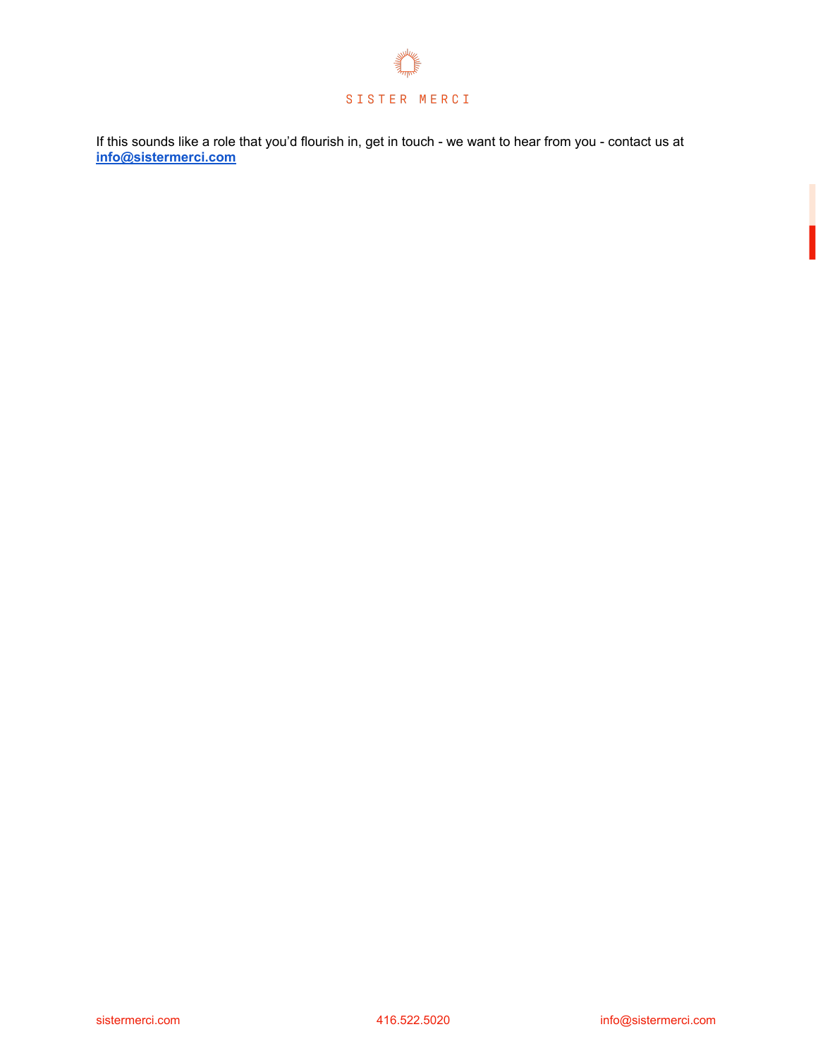If this sounds like a role that you'd flourish in, get in touch - we want to hear from you - contact us at **info@sistermerci.com**